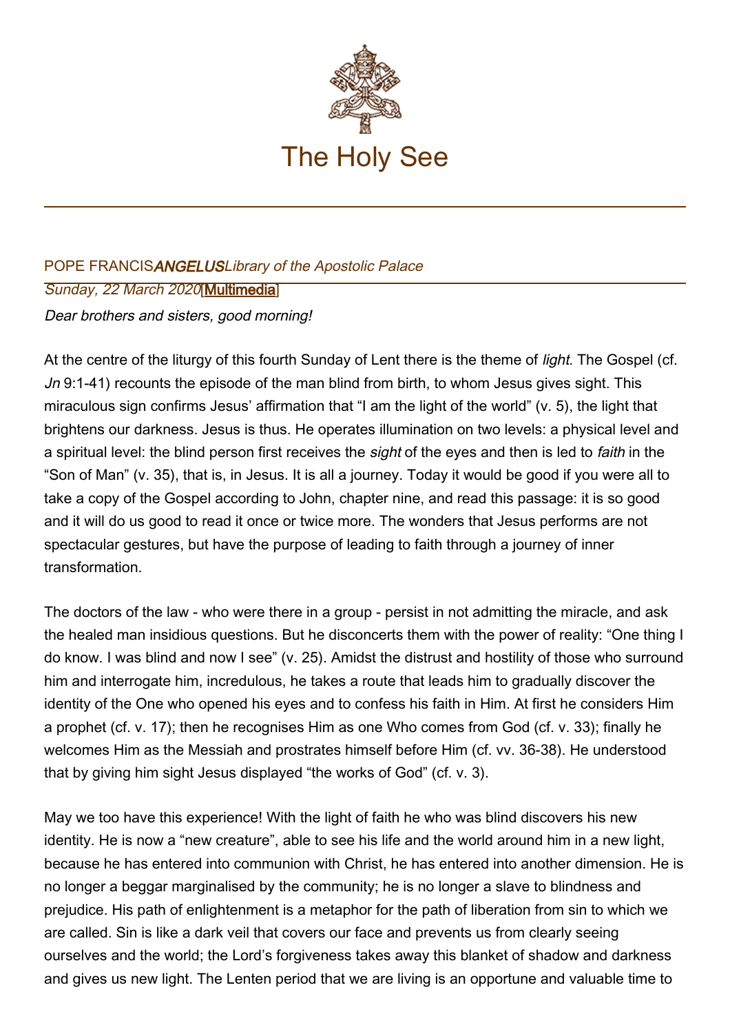# The Holy See

POPE FRANCIS *ANGELUS* *Library of the Apostolic Palace*

*Sunday, 22 March 2020* [Multimedia]

*Dear brothers and sisters, good morning!*

At the centre of the liturgy of this fourth Sunday of Lent there is the theme of *light*. The Gospel (cf. *Jn* 9:1-41) recounts the episode of the man blind from birth, to whom Jesus gives sight. This miraculous sign confirms Jesus' affirmation that "I am the light of the world" (v. 5), the light that brightens our darkness. Jesus is thus. He operates illumination on two levels: a physical level and a spiritual level: the blind person first receives the *sight* of the eyes and then is led to *faith* in the "Son of Man" (v. 35), that is, in Jesus. It is all a journey. Today it would be good if you were all to take a copy of the Gospel according to John, chapter nine, and read this passage: it is so good and it will do us good to read it once or twice more. The wonders that Jesus performs are not spectacular gestures, but have the purpose of leading to faith through a journey of inner transformation.

The doctors of the law - who were there in a group - persist in not admitting the miracle, and ask the healed man insidious questions. But he disconcerts them with the power of reality: "One thing I do know. I was blind and now I see" (v. 25). Amidst the distrust and hostility of those who surround him and interrogate him, incredulous, he takes a route that leads him to gradually discover the identity of the One who opened his eyes and to confess his faith in Him. At first he considers Him a prophet (cf. v. 17); then he recognises Him as one Who comes from God (cf. v. 33); finally he welcomes Him as the Messiah and prostrates himself before Him (cf. vv. 36-38). He understood that by giving him sight Jesus displayed "the works of God" (cf. v. 3).

May we too have this experience! With the light of faith he who was blind discovers his new identity. He is now a "new creature", able to see his life and the world around him in a new light, because he has entered into communion with Christ, he has entered into another dimension. He is no longer a beggar marginalised by the community; he is no longer a slave to blindness and prejudice. His path of enlightenment is a metaphor for the path of liberation from sin to which we are called. Sin is like a dark veil that covers our face and prevents us from clearly seeing ourselves and the world; the Lord's forgiveness takes away this blanket of shadow and darkness and gives us new light. The Lenten period that we are living is an opportune and valuable time to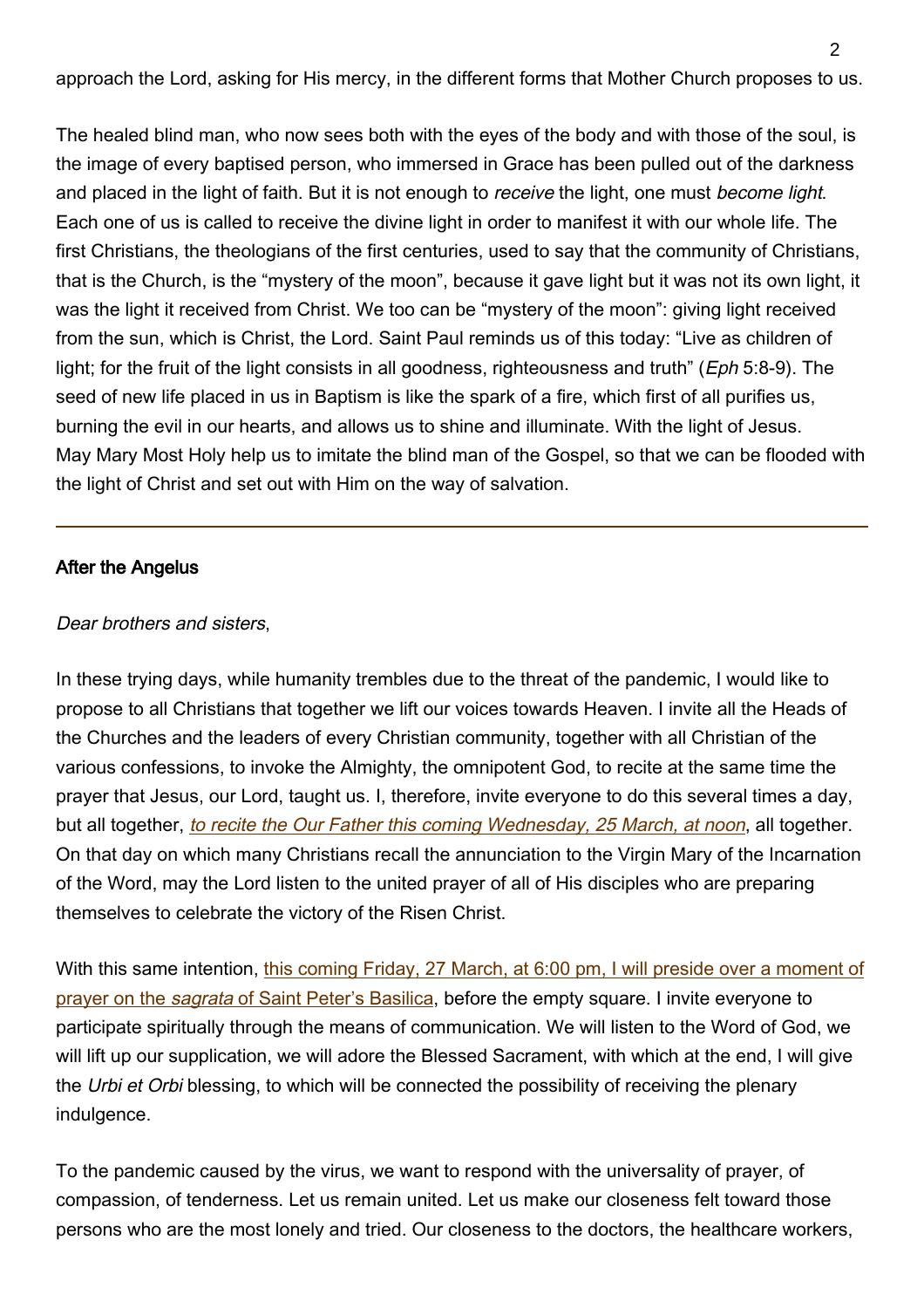approach the Lord, asking for His mercy, in the different forms that Mother Church proposes to us.

The healed blind man, who now sees both with the eyes of the body and with those of the soul, is the image of every baptised person, who immersed in Grace has been pulled out of the darkness and placed in the light of faith. But it is not enough to *receive* the light, one must *become light*. Each one of us is called to receive the divine light in order to manifest it with our whole life. The first Christians, the theologians of the first centuries, used to say that the community of Christians, that is the Church, is the "mystery of the moon", because it gave light but it was not its own light, it was the light it received from Christ. We too can be "mystery of the moon": giving light received from the sun, which is Christ, the Lord. Saint Paul reminds us of this today: "Live as children of light; for the fruit of the light consists in all goodness, righteousness and truth" (*Eph* 5:8-9). The seed of new life placed in us in Baptism is like the spark of a fire, which first of all purifies us, burning the evil in our hearts, and allows us to shine and illuminate. With the light of Jesus.
May Mary Most Holy help us to imitate the blind man of the Gospel, so that we can be flooded with the light of Christ and set out with Him on the way of salvation.

---

**After the Angelus**

*Dear brothers and sisters*,

In these trying days, while humanity trembles due to the threat of the pandemic, I would like to propose to all Christians that together we lift our voices towards Heaven. I invite all the Heads of the Churches and the leaders of every Christian community, together with all Christian of the various confessions, to invoke the Almighty, the omnipotent God, to recite at the same time the prayer that Jesus, our Lord, taught us. I, therefore, invite everyone to do this several times a day, but all together, *to recite the Our Father this coming Wednesday, 25 March, at noon*, all together. On that day on which many Christians recall the annunciation to the Virgin Mary of the Incarnation of the Word, may the Lord listen to the united prayer of all of His disciples who are preparing themselves to celebrate the victory of the Risen Christ.

With this same intention, this coming Friday, 27 March, at 6:00 pm, I will preside over a moment of prayer on the *sagrata* of Saint Peter's Basilica, before the empty square. I invite everyone to participate spiritually through the means of communication. We will listen to the Word of God, we will lift up our supplication, we will adore the Blessed Sacrament, with which at the end, I will give the *Urbi et Orbi* blessing, to which will be connected the possibility of receiving the plenary indulgence.

To the pandemic caused by the virus, we want to respond with the universality of prayer, of compassion, of tenderness. Let us remain united. Let us make our closeness felt toward those persons who are the most lonely and tried. Our closeness to the doctors, the healthcare workers,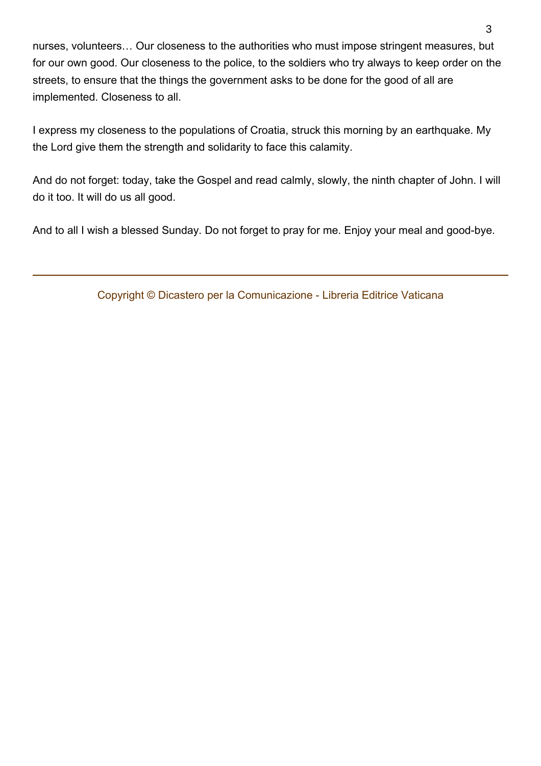nurses, volunteers… Our closeness to the authorities who must impose stringent measures, but for our own good. Our closeness to the police, to the soldiers who try always to keep order on the streets, to ensure that the things the government asks to be done for the good of all are implemented. Closeness to all.

I express my closeness to the populations of Croatia, struck this morning by an earthquake. My the Lord give them the strength and solidarity to face this calamity.

And do not forget: today, take the Gospel and read calmly, slowly, the ninth chapter of John. I will do it too. It will do us all good.

And to all I wish a blessed Sunday. Do not forget to pray for me. Enjoy your meal and good-bye.

---

Copyright © Dicastero per la Comunicazione - Libreria Editrice Vaticana